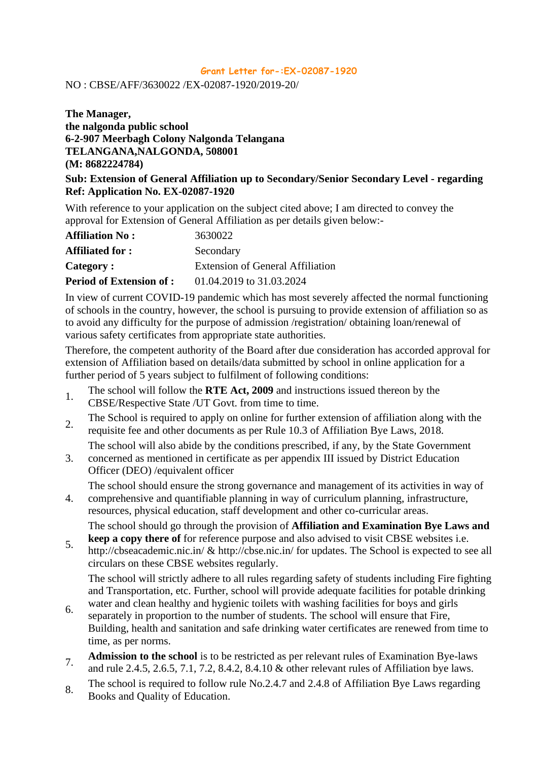**Grant Letter for-:EX-02087-1920**

NO : CBSE/AFF/3630022 /EX-02087-1920/2019-20/

**The Manager,**
**the nalgonda public school**
**6-2-907 Meerbagh Colony Nalgonda Telangana**
**TELANGANA,NALGONDA, 508001**
**(M: 8682224784)**

**Sub: Extension of General Affiliation up to Secondary/Senior Secondary Level - regarding**
**Ref: Application No. EX-02087-1920**

With reference to your application on the subject cited above; I am directed to convey the approval for Extension of General Affiliation as per details given below:-

| | |
|---|---|
| **Affiliation No :** | 3630022 |
| **Affiliated for :** | Secondary |
| **Category :** | Extension of General Affiliation |
| **Period of Extension of :** | 01.04.2019 to 31.03.2024 |

In view of current COVID-19 pandemic which has most severely affected the normal functioning of schools in the country, however, the school is pursuing to provide extension of affiliation so as to avoid any difficulty for the purpose of admission /registration/ obtaining loan/renewal of various safety certificates from appropriate state authorities.

Therefore, the competent authority of the Board after due consideration has accorded approval for extension of Affiliation based on details/data submitted by school in online application for a further period of 5 years subject to fulfilment of following conditions:

1. The school will follow the **RTE Act, 2009** and instructions issued thereon by the CBSE/Respective State /UT Govt. from time to time.
2. The School is required to apply on online for further extension of affiliation along with the requisite fee and other documents as per Rule 10.3 of Affiliation Bye Laws, 2018.
3. The school will also abide by the conditions prescribed, if any, by the State Government concerned as mentioned in certificate as per appendix III issued by District Education Officer (DEO) /equivalent officer
4. The school should ensure the strong governance and management of its activities in way of comprehensive and quantifiable planning in way of curriculum planning, infrastructure, resources, physical education, staff development and other co-curricular areas.
5. The school should go through the provision of **Affiliation and Examination Bye Laws and keep a copy there of** for reference purpose and also advised to visit CBSE websites i.e. http://cbseacademic.nic.in/ & http://cbse.nic.in/ for updates. The School is expected to see all circulars on these CBSE websites regularly.
6. The school will strictly adhere to all rules regarding safety of students including Fire fighting and Transportation, etc. Further, school will provide adequate facilities for potable drinking water and clean healthy and hygienic toilets with washing facilities for boys and girls separately in proportion to the number of students. The school will ensure that Fire, Building, health and sanitation and safe drinking water certificates are renewed from time to time, as per norms.
7. **Admission to the school** is to be restricted as per relevant rules of Examination Bye-laws and rule 2.4.5, 2.6.5, 7.1, 7.2, 8.4.2, 8.4.10 & other relevant rules of Affiliation bye laws.
8. The school is required to follow rule No.2.4.7 and 2.4.8 of Affiliation Bye Laws regarding Books and Quality of Education.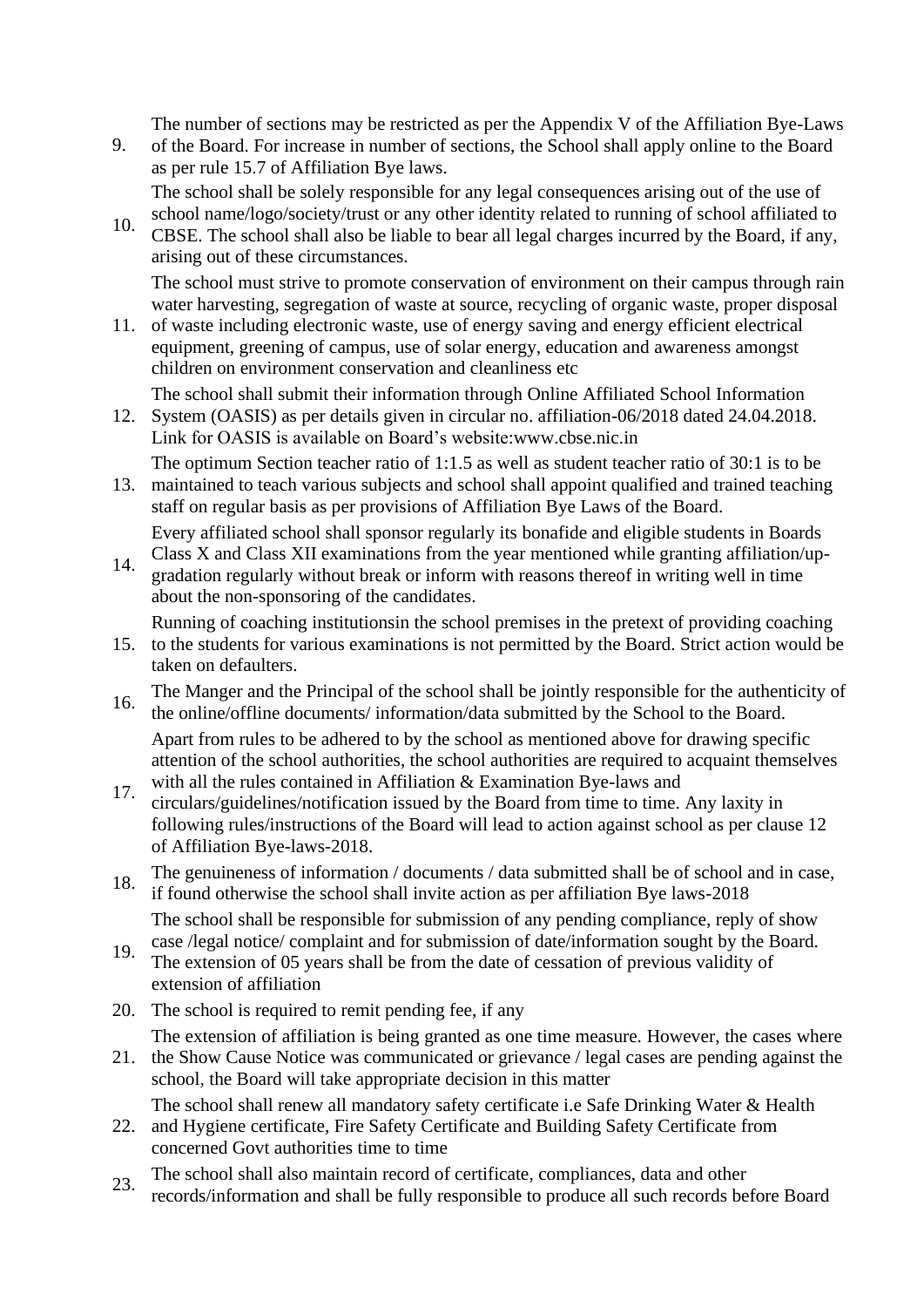9. The number of sections may be restricted as per the Appendix V of the Affiliation Bye-Laws of the Board. For increase in number of sections, the School shall apply online to the Board as per rule 15.7 of Affiliation Bye laws.
10. The school shall be solely responsible for any legal consequences arising out of the use of school name/logo/society/trust or any other identity related to running of school affiliated to CBSE. The school shall also be liable to bear all legal charges incurred by the Board, if any, arising out of these circumstances.
11. The school must strive to promote conservation of environment on their campus through rain water harvesting, segregation of waste at source, recycling of organic waste, proper disposal of waste including electronic waste, use of energy saving and energy efficient electrical equipment, greening of campus, use of solar energy, education and awareness amongst children on environment conservation and cleanliness etc
12. The school shall submit their information through Online Affiliated School Information System (OASIS) as per details given in circular no. affiliation-06/2018 dated 24.04.2018. Link for OASIS is available on Board's website:www.cbse.nic.in
13. The optimum Section teacher ratio of 1:1.5 as well as student teacher ratio of 30:1 is to be maintained to teach various subjects and school shall appoint qualified and trained teaching staff on regular basis as per provisions of Affiliation Bye Laws of the Board.
14. Every affiliated school shall sponsor regularly its bonafide and eligible students in Boards Class X and Class XII examinations from the year mentioned while granting affiliation/up-gradation regularly without break or inform with reasons thereof in writing well in time about the non-sponsoring of the candidates.
15. Running of coaching institutionsin the school premises in the pretext of providing coaching to the students for various examinations is not permitted by the Board. Strict action would be taken on defaulters.
16. The Manger and the Principal of the school shall be jointly responsible for the authenticity of the online/offline documents/ information/data submitted by the School to the Board.
17. Apart from rules to be adhered to by the school as mentioned above for drawing specific attention of the school authorities, the school authorities are required to acquaint themselves with all the rules contained in Affiliation & Examination Bye-laws and circulars/guidelines/notification issued by the Board from time to time. Any laxity in following rules/instructions of the Board will lead to action against school as per clause 12 of Affiliation Bye-laws-2018.
18. The genuineness of information / documents / data submitted shall be of school and in case, if found otherwise the school shall invite action as per affiliation Bye laws-2018
19. The school shall be responsible for submission of any pending compliance, reply of show case /legal notice/ complaint and for submission of date/information sought by the Board. The extension of 05 years shall be from the date of cessation of previous validity of extension of affiliation
20. The school is required to remit pending fee, if any
21. The extension of affiliation is being granted as one time measure. However, the cases where the Show Cause Notice was communicated or grievance / legal cases are pending against the school, the Board will take appropriate decision in this matter
22. The school shall renew all mandatory safety certificate i.e Safe Drinking Water & Health and Hygiene certificate, Fire Safety Certificate and Building Safety Certificate from concerned Govt authorities time to time
23. The school shall also maintain record of certificate, compliances, data and other records/information and shall be fully responsible to produce all such records before Board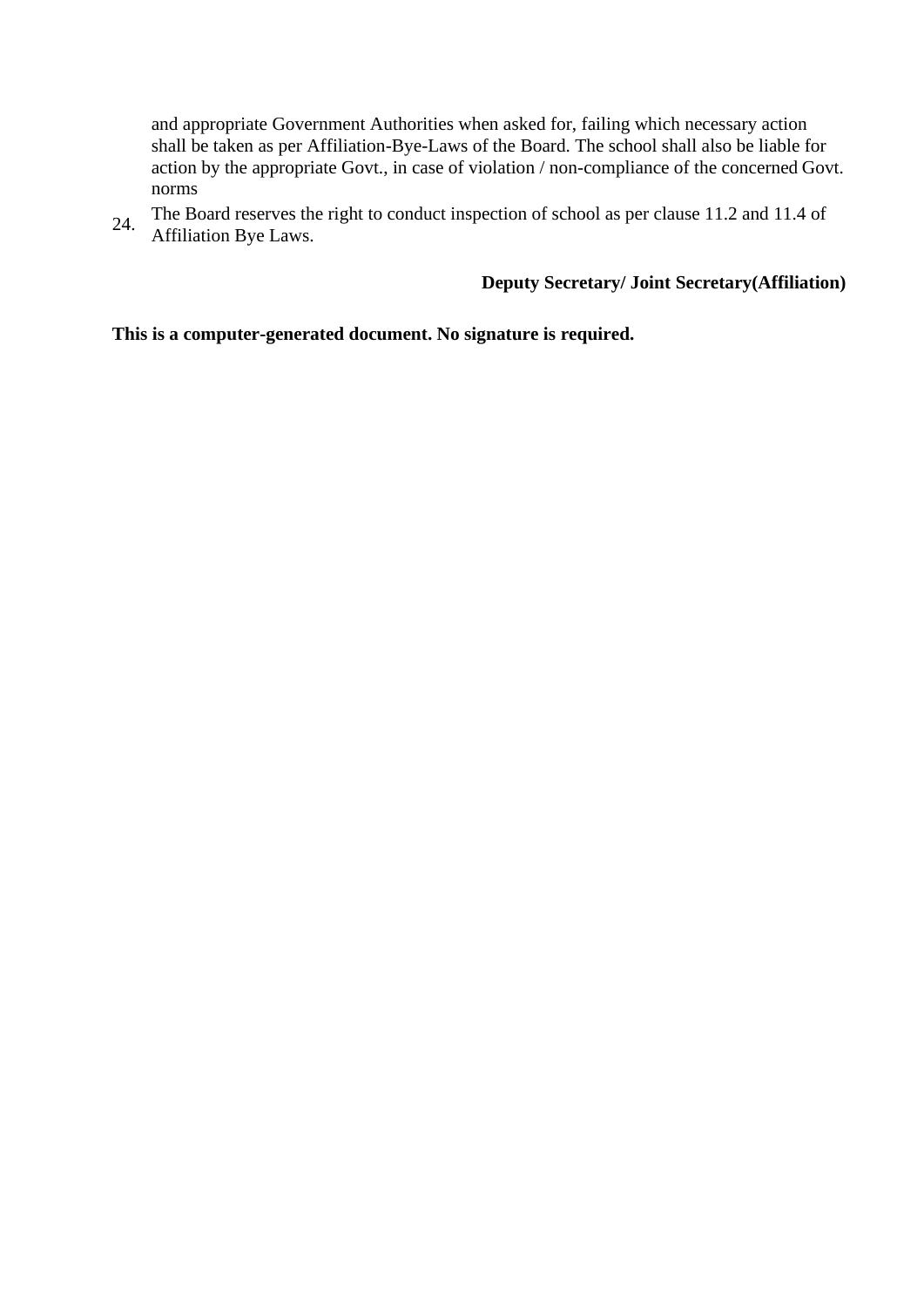and appropriate Government Authorities when asked for, failing which necessary action shall be taken as per Affiliation-Bye-Laws of the Board. The school shall also be liable for action by the appropriate Govt., in case of violation / non-compliance of the concerned Govt. norms

24. The Board reserves the right to conduct inspection of school as per clause 11.2 and 11.4 of Affiliation Bye Laws.

**Deputy Secretary/ Joint Secretary(Affiliation)**

**This is a computer-generated document. No signature is required.**